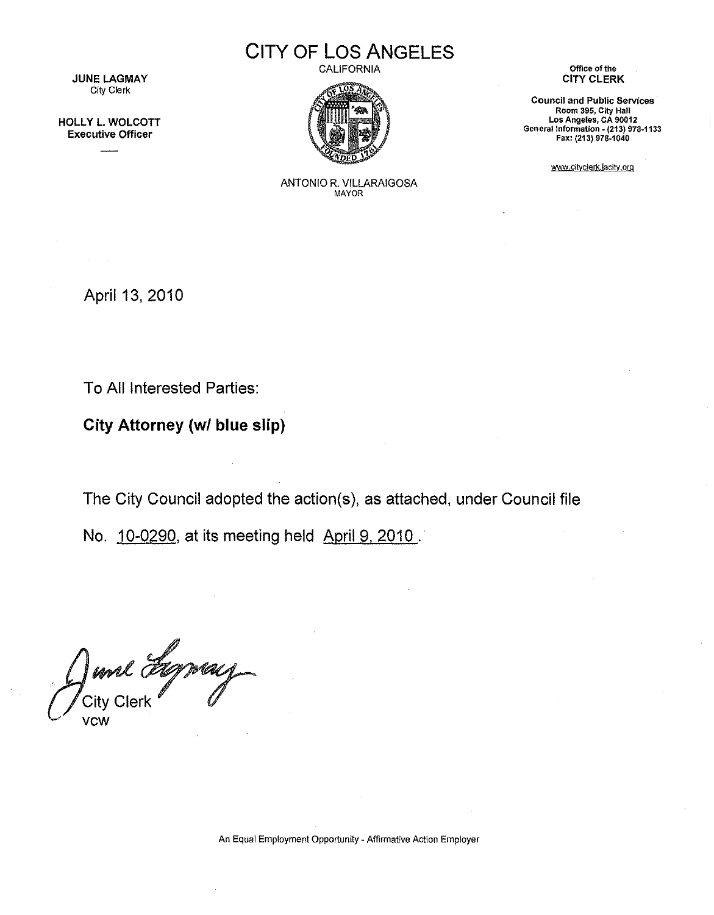JUNE LAGMAY
City Clerk

HOLLY L. WOLCOTT
Executive Officer

# CITY OF LOS ANGELES

CALIFORNIA

ANTONIO R. VILLARAIGOSA
MAYOR

Office of the
**CITY CLERK**

**Council and Public Services**
Room 395, City Hall
Los Angeles, CA 90012
General Information - (213) 978-1133
Fax: (213) 978-1040

www.cityclerk.lacity.org

April 13, 2010

To All Interested Parties:

**City Attorney (w/ blue slip)**

The City Council adopted the action(s), as attached, under Council file No. 10-0290, at its meeting held April 9, 2010.

June Lagmay
City Clerk
VCW

An Equal Employment Opportunity - Affirmative Action Employer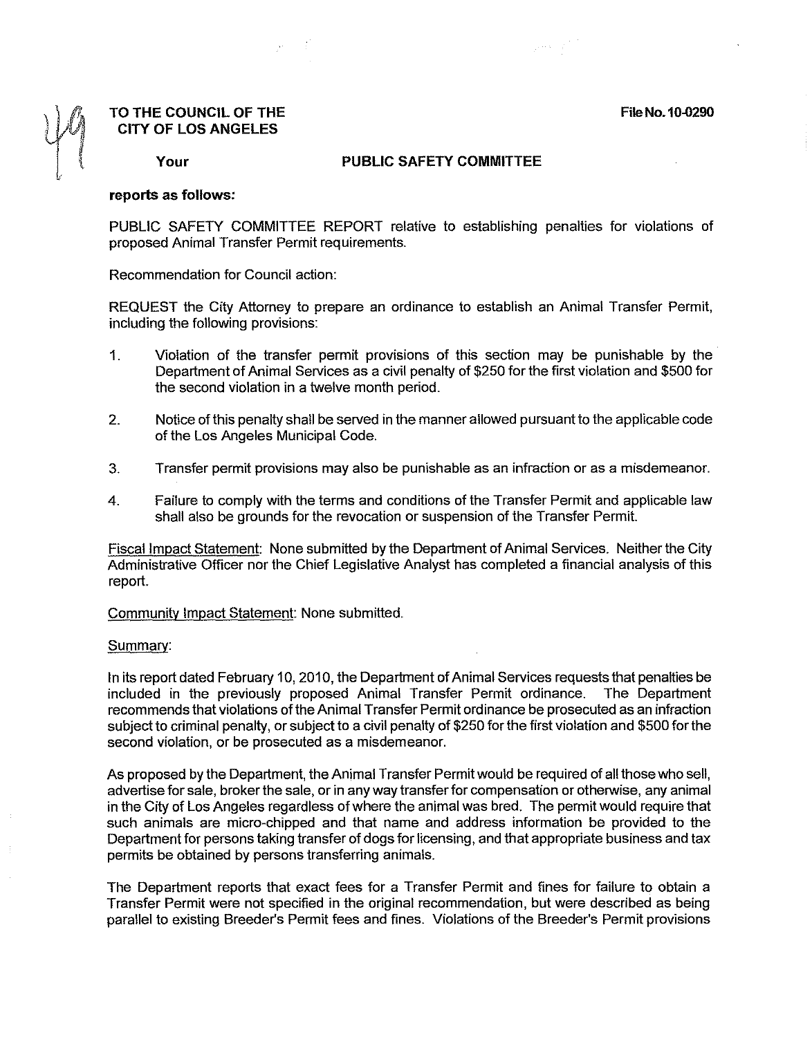**TO THE COUNCIL OF THE CITY OF LOS ANGELES**

**File No. 10-0290**

**Your** **PUBLIC SAFETY COMMITTEE**

**reports as follows:**

PUBLIC SAFETY COMMITTEE REPORT relative to establishing penalties for violations of proposed Animal Transfer Permit requirements.

Recommendation for Council action:

REQUEST the City Attorney to prepare an ordinance to establish an Animal Transfer Permit, including the following provisions:

1. Violation of the transfer permit provisions of this section may be punishable by the Department of Animal Services as a civil penalty of $250 for the first violation and $500 for the second violation in a twelve month period.

2. Notice of this penalty shall be served in the manner allowed pursuant to the applicable code of the Los Angeles Municipal Code.

3. Transfer permit provisions may also be punishable as an infraction or as a misdemeanor.

4. Failure to comply with the terms and conditions of the Transfer Permit and applicable law shall also be grounds for the revocation or suspension of the Transfer Permit.

Fiscal Impact Statement: None submitted by the Department of Animal Services. Neither the City Administrative Officer nor the Chief Legislative Analyst has completed a financial analysis of this report.

Community Impact Statement: None submitted.

Summary:

In its report dated February 10, 2010, the Department of Animal Services requests that penalties be included in the previously proposed Animal Transfer Permit ordinance. The Department recommends that violations of the Animal Transfer Permit ordinance be prosecuted as an infraction subject to criminal penalty, or subject to a civil penalty of $250 for the first violation and $500 for the second violation, or be prosecuted as a misdemeanor.

As proposed by the Department, the Animal Transfer Permit would be required of all those who sell, advertise for sale, broker the sale, or in any way transfer for compensation or otherwise, any animal in the City of Los Angeles regardless of where the animal was bred. The permit would require that such animals are micro-chipped and that name and address information be provided to the Department for persons taking transfer of dogs for licensing, and that appropriate business and tax permits be obtained by persons transferring animals.

The Department reports that exact fees for a Transfer Permit and fines for failure to obtain a Transfer Permit were not specified in the original recommendation, but were described as being parallel to existing Breeder's Permit fees and fines. Violations of the Breeder's Permit provisions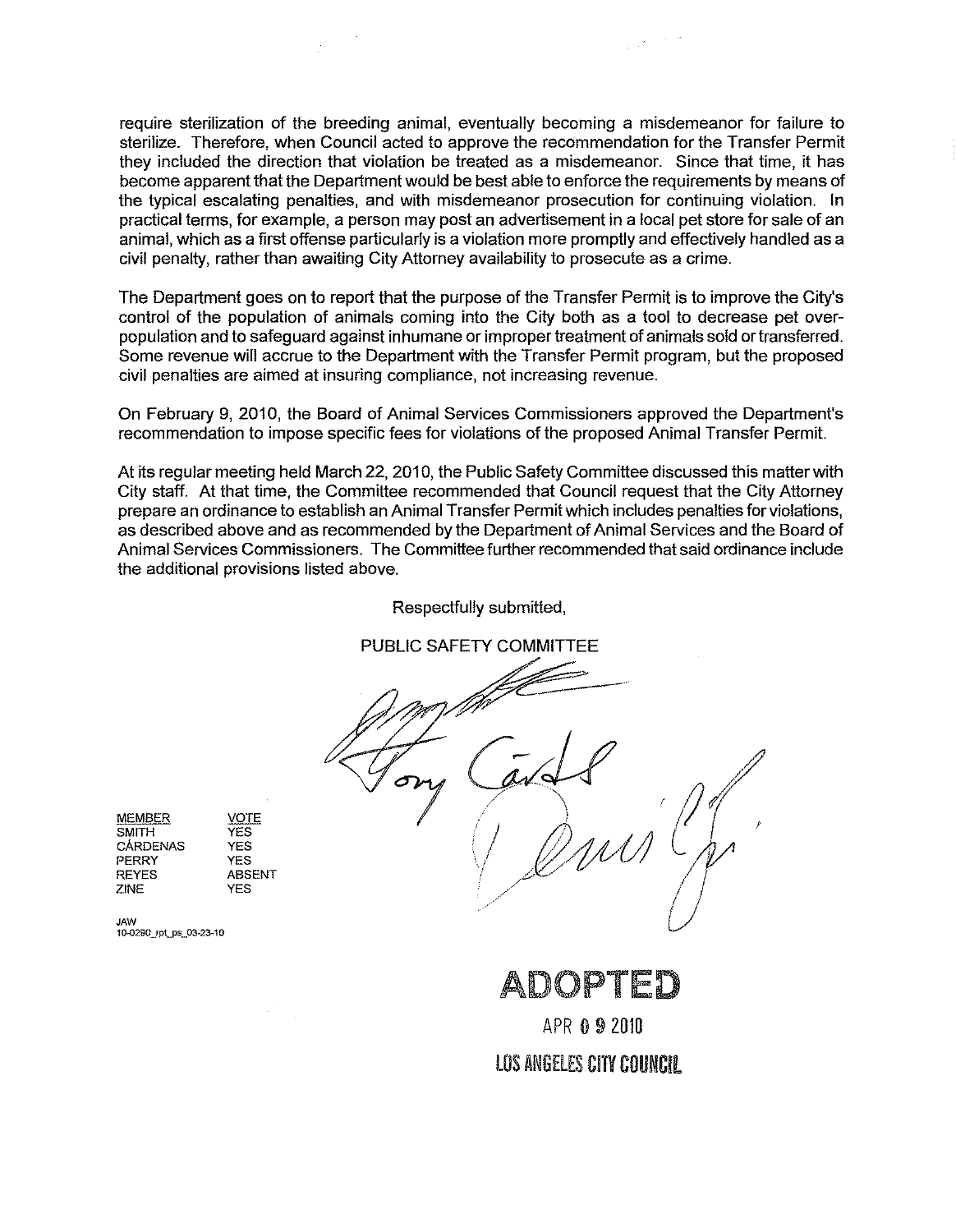require sterilization of the breeding animal, eventually becoming a misdemeanor for failure to sterilize. Therefore, when Council acted to approve the recommendation for the Transfer Permit they included the direction that violation be treated as a misdemeanor. Since that time, it has become apparent that the Department would be best able to enforce the requirements by means of the typical escalating penalties, and with misdemeanor prosecution for continuing violation. In practical terms, for example, a person may post an advertisement in a local pet store for sale of an animal, which as a first offense particularly is a violation more promptly and effectively handled as a civil penalty, rather than awaiting City Attorney availability to prosecute as a crime.

The Department goes on to report that the purpose of the Transfer Permit is to improve the City's control of the population of animals coming into the City both as a tool to decrease pet over-population and to safeguard against inhumane or improper treatment of animals sold or transferred. Some revenue will accrue to the Department with the Transfer Permit program, but the proposed civil penalties are aimed at insuring compliance, not increasing revenue.

On February 9, 2010, the Board of Animal Services Commissioners approved the Department's recommendation to impose specific fees for violations of the proposed Animal Transfer Permit.

At its regular meeting held March 22, 2010, the Public Safety Committee discussed this matter with City staff. At that time, the Committee recommended that Council request that the City Attorney prepare an ordinance to establish an Animal Transfer Permit which includes penalties for violations, as described above and as recommended by the Department of Animal Services and the Board of Animal Services Commissioners. The Committee further recommended that said ordinance include the additional provisions listed above.

Respectfully submitted,

PUBLIC SAFETY COMMITTEE

| MEMBER | VOTE |
|---|---|
| SMITH | YES |
| CÁRDENAS | YES |
| PERRY | YES |
| REYES | ABSENT |
| ZINE | YES |

JAW
10-0290_rpt_ps_03-23-10

**ADOPTED**

APR 0 9 2010

LOS ANGELES CITY COUNCIL